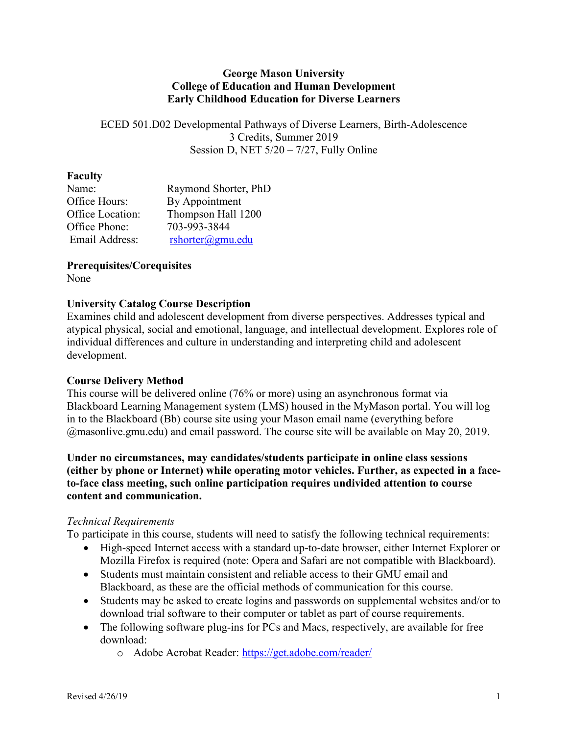**George Mason University**
**College of Education and Human Development**
**Early Childhood Education for Diverse Learners**

ECED 501.D02 Developmental Pathways of Diverse Learners, Birth-Adolescence
3 Credits, Summer 2019
Session D, NET 5/20 – 7/27, Fully Online

**Faculty**

| | |
|---|---|
| Name: | Raymond Shorter, PhD |
| Office Hours: | By Appointment |
| Office Location: | Thompson Hall 1200 |
| Office Phone: | 703-993-3844 |
| Email Address: | rshorter@gmu.edu |

**Prerequisites/Corequisites**
None

**University Catalog Course Description**
Examines child and adolescent development from diverse perspectives. Addresses typical and atypical physical, social and emotional, language, and intellectual development. Explores role of individual differences and culture in understanding and interpreting child and adolescent development.

**Course Delivery Method**
This course will be delivered online (76% or more) using an asynchronous format via Blackboard Learning Management system (LMS) housed in the MyMason portal. You will log in to the Blackboard (Bb) course site using your Mason email name (everything before @masonlive.gmu.edu) and email password. The course site will be available on May 20, 2019.

**Under no circumstances, may candidates/students participate in online class sessions (either by phone or Internet) while operating motor vehicles. Further, as expected in a face-to-face class meeting, such online participation requires undivided attention to course content and communication.**

*Technical Requirements*
To participate in this course, students will need to satisfy the following technical requirements:

- High-speed Internet access with a standard up-to-date browser, either Internet Explorer or Mozilla Firefox is required (note: Opera and Safari are not compatible with Blackboard).
- Students must maintain consistent and reliable access to their GMU email and Blackboard, as these are the official methods of communication for this course.
- Students may be asked to create logins and passwords on supplemental websites and/or to download trial software to their computer or tablet as part of course requirements.
- The following software plug-ins for PCs and Macs, respectively, are available for free download:
  - Adobe Acrobat Reader: https://get.adobe.com/reader/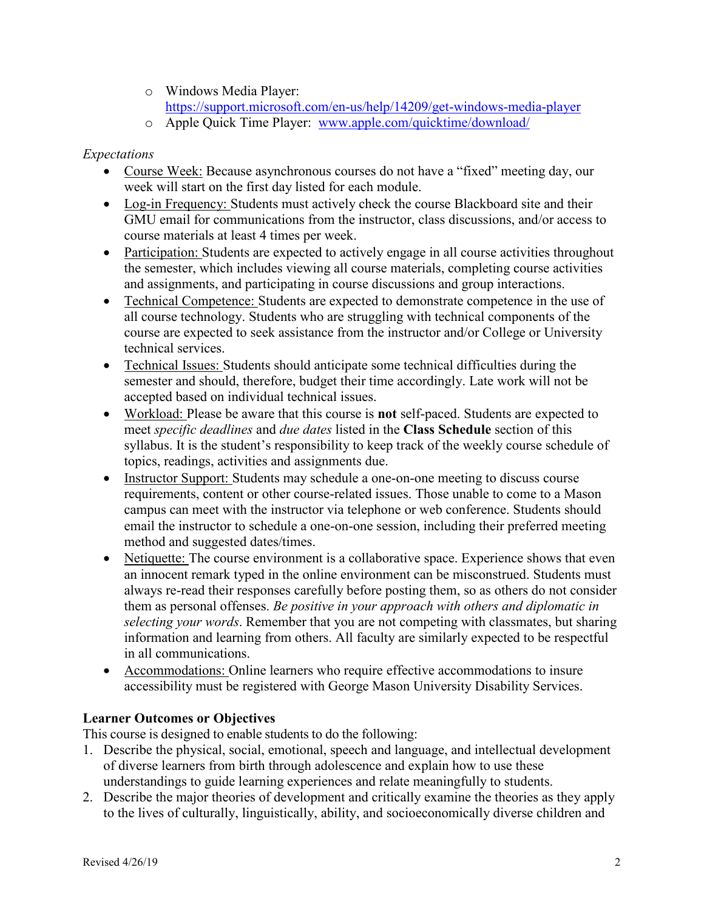- Windows Media Player: [https://support.microsoft.com/en-us/help/14209/get-windows-media-player](https://support.microsoft.com/en-us/help/14209/get-windows-media-player)
  - Apple Quick Time Player: [www.apple.com/quicktime/download/](www.apple.com/quicktime/download/)

*Expectations*

- Course Week: Because asynchronous courses do not have a "fixed" meeting day, our week will start on the first day listed for each module.
- Log-in Frequency: Students must actively check the course Blackboard site and their GMU email for communications from the instructor, class discussions, and/or access to course materials at least 4 times per week.
- Participation: Students are expected to actively engage in all course activities throughout the semester, which includes viewing all course materials, completing course activities and assignments, and participating in course discussions and group interactions.
- Technical Competence: Students are expected to demonstrate competence in the use of all course technology. Students who are struggling with technical components of the course are expected to seek assistance from the instructor and/or College or University technical services.
- Technical Issues: Students should anticipate some technical difficulties during the semester and should, therefore, budget their time accordingly. Late work will not be accepted based on individual technical issues.
- Workload: Please be aware that this course is **not** self-paced. Students are expected to meet *specific deadlines* and *due dates* listed in the **Class Schedule** section of this syllabus. It is the student's responsibility to keep track of the weekly course schedule of topics, readings, activities and assignments due.
- Instructor Support: Students may schedule a one-on-one meeting to discuss course requirements, content or other course-related issues. Those unable to come to a Mason campus can meet with the instructor via telephone or web conference. Students should email the instructor to schedule a one-on-one session, including their preferred meeting method and suggested dates/times.
- Netiquette: The course environment is a collaborative space. Experience shows that even an innocent remark typed in the online environment can be misconstrued. Students must always re-read their responses carefully before posting them, so as others do not consider them as personal offenses. *Be positive in your approach with others and diplomatic in selecting your words*. Remember that you are not competing with classmates, but sharing information and learning from others. All faculty are similarly expected to be respectful in all communications.
- Accommodations: Online learners who require effective accommodations to insure accessibility must be registered with George Mason University Disability Services.

**Learner Outcomes or Objectives**

This course is designed to enable students to do the following:

1. Describe the physical, social, emotional, speech and language, and intellectual development of diverse learners from birth through adolescence and explain how to use these understandings to guide learning experiences and relate meaningfully to students.
2. Describe the major theories of development and critically examine the theories as they apply to the lives of culturally, linguistically, ability, and socioeconomically diverse children and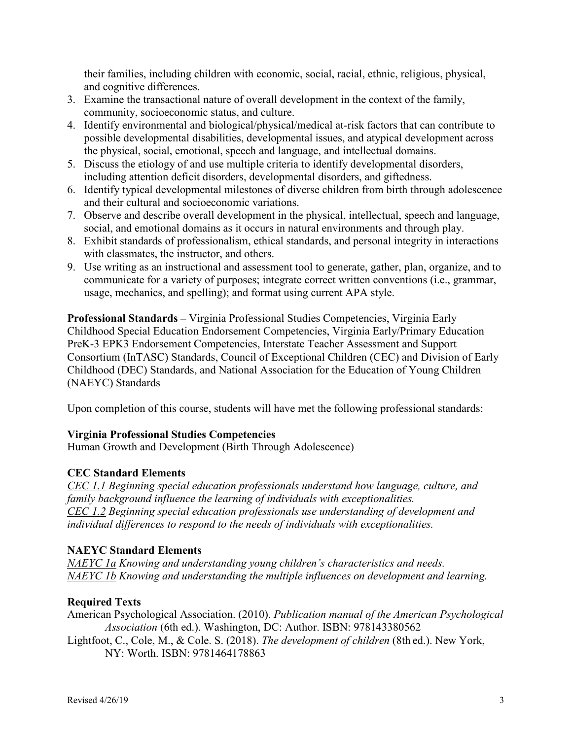their families, including children with economic, social, racial, ethnic, religious, physical, and cognitive differences.

3. Examine the transactional nature of overall development in the context of the family, community, socioeconomic status, and culture.
4. Identify environmental and biological/physical/medical at-risk factors that can contribute to possible developmental disabilities, developmental issues, and atypical development across the physical, social, emotional, speech and language, and intellectual domains.
5. Discuss the etiology of and use multiple criteria to identify developmental disorders, including attention deficit disorders, developmental disorders, and giftedness.
6. Identify typical developmental milestones of diverse children from birth through adolescence and their cultural and socioeconomic variations.
7. Observe and describe overall development in the physical, intellectual, speech and language, social, and emotional domains as it occurs in natural environments and through play.
8. Exhibit standards of professionalism, ethical standards, and personal integrity in interactions with classmates, the instructor, and others.
9. Use writing as an instructional and assessment tool to generate, gather, plan, organize, and to communicate for a variety of purposes; integrate correct written conventions (i.e., grammar, usage, mechanics, and spelling); and format using current APA style.

**Professional Standards –** Virginia Professional Studies Competencies, Virginia Early Childhood Special Education Endorsement Competencies, Virginia Early/Primary Education PreK-3 EPK3 Endorsement Competencies, Interstate Teacher Assessment and Support Consortium (InTASC) Standards, Council of Exceptional Children (CEC) and Division of Early Childhood (DEC) Standards, and National Association for the Education of Young Children (NAEYC) Standards

Upon completion of this course, students will have met the following professional standards:

### Virginia Professional Studies Competencies

Human Growth and Development (Birth Through Adolescence)

### CEC Standard Elements

*CEC 1.1 Beginning special education professionals understand how language, culture, and family background influence the learning of individuals with exceptionalities.*
*CEC 1.2 Beginning special education professionals use understanding of development and individual differences to respond to the needs of individuals with exceptionalities.*

### NAEYC Standard Elements

*NAEYC 1a Knowing and understanding young children's characteristics and needs.*
*NAEYC 1b Knowing and understanding the multiple influences on development and learning.*

### Required Texts

American Psychological Association. (2010). *Publication manual of the American Psychological Association* (6th ed.). Washington, DC: Author. ISBN: 978143380562

Lightfoot, C., Cole, M., & Cole. S. (2018). *The development of children* (8th ed.). New York, NY: Worth. ISBN: 9781464178863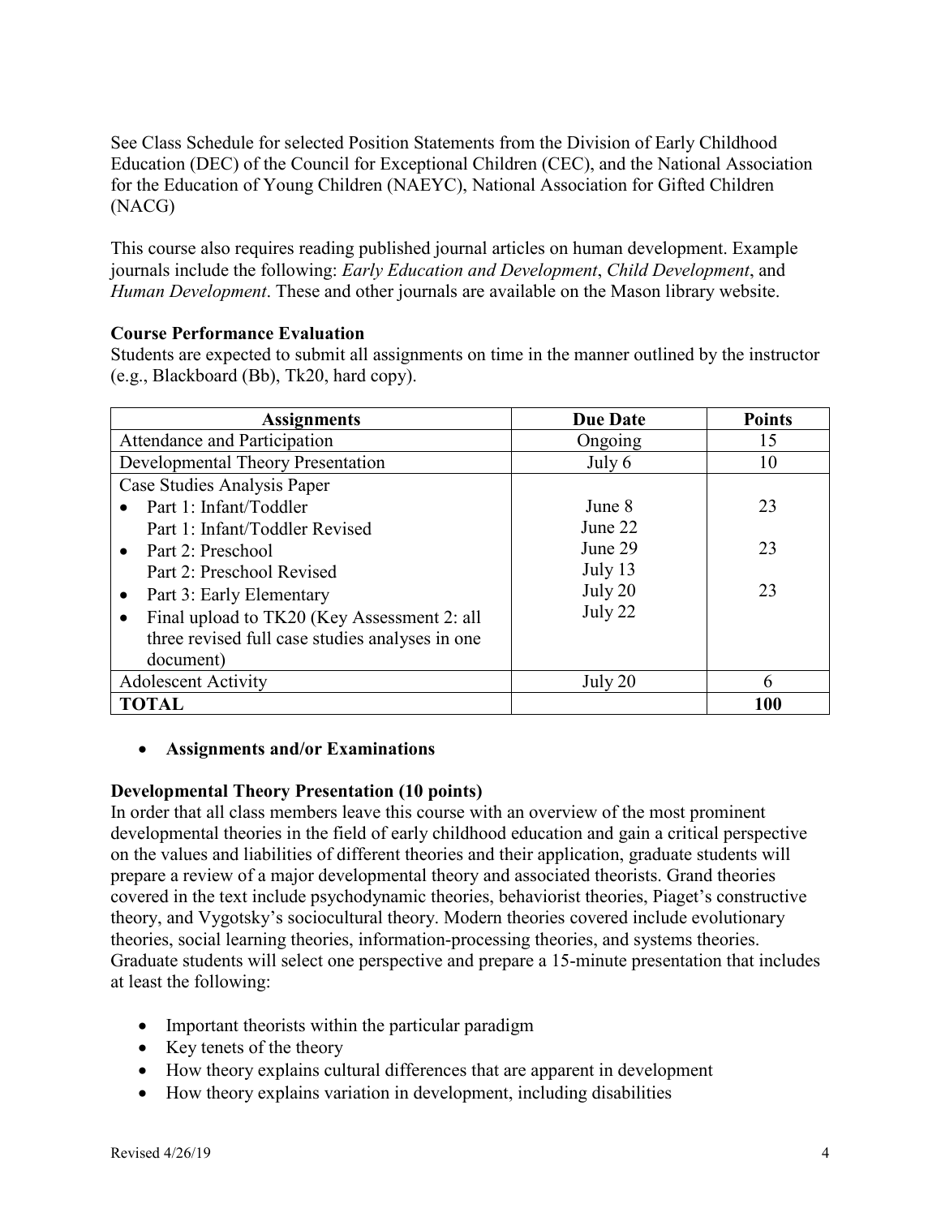See Class Schedule for selected Position Statements from the Division of Early Childhood Education (DEC) of the Council for Exceptional Children (CEC), and the National Association for the Education of Young Children (NAEYC), National Association for Gifted Children (NACG)

This course also requires reading published journal articles on human development. Example journals include the following: *Early Education and Development*, *Child Development*, and *Human Development*. These and other journals are available on the Mason library website.

**Course Performance Evaluation**

Students are expected to submit all assignments on time in the manner outlined by the instructor (e.g., Blackboard (Bb), Tk20, hard copy).

| Assignments | Due Date | Points |
|---|---|---|
| Attendance and Participation | Ongoing | 15 |
| Developmental Theory Presentation | July 6 | 10 |
| Case Studies Analysis Paper | | |
| • Part 1: Infant/Toddler | June 8 | 23 |
| Part 1: Infant/Toddler Revised | June 22 | |
| • Part 2: Preschool | June 29 | 23 |
| Part 2: Preschool Revised | July 13 | |
| • Part 3: Early Elementary | July 20 | 23 |
| • Final upload to TK20 (Key Assessment 2: all three revised full case studies analyses in one document) | July 22 | |
| Adolescent Activity | July 20 | 6 |
| **TOTAL** | | **100** |

- **Assignments and/or Examinations**

**Developmental Theory Presentation (10 points)**

In order that all class members leave this course with an overview of the most prominent developmental theories in the field of early childhood education and gain a critical perspective on the values and liabilities of different theories and their application, graduate students will prepare a review of a major developmental theory and associated theorists. Grand theories covered in the text include psychodynamic theories, behaviorist theories, Piaget's constructive theory, and Vygotsky's sociocultural theory. Modern theories covered include evolutionary theories, social learning theories, information-processing theories, and systems theories. Graduate students will select one perspective and prepare a 15-minute presentation that includes at least the following:

- Important theorists within the particular paradigm
- Key tenets of the theory
- How theory explains cultural differences that are apparent in development
- How theory explains variation in development, including disabilities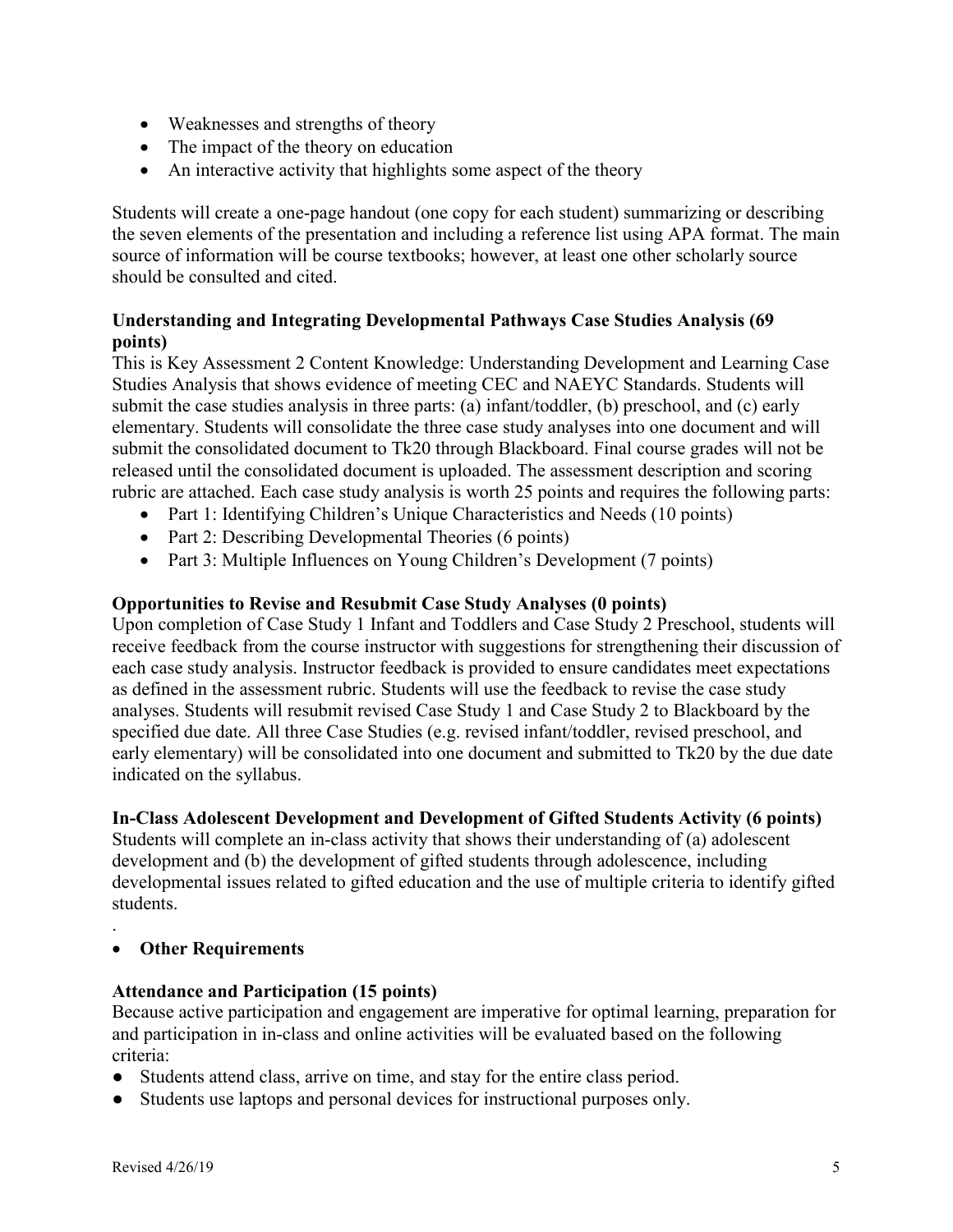- Weaknesses and strengths of theory
- The impact of the theory on education
- An interactive activity that highlights some aspect of the theory

Students will create a one-page handout (one copy for each student) summarizing or describing the seven elements of the presentation and including a reference list using APA format. The main source of information will be course textbooks; however, at least one other scholarly source should be consulted and cited.

**Understanding and Integrating Developmental Pathways Case Studies Analysis (69 points)**

This is Key Assessment 2 Content Knowledge: Understanding Development and Learning Case Studies Analysis that shows evidence of meeting CEC and NAEYC Standards. Students will submit the case studies analysis in three parts: (a) infant/toddler, (b) preschool, and (c) early elementary. Students will consolidate the three case study analyses into one document and will submit the consolidated document to Tk20 through Blackboard. Final course grades will not be released until the consolidated document is uploaded. The assessment description and scoring rubric are attached. Each case study analysis is worth 25 points and requires the following parts:

- Part 1: Identifying Children's Unique Characteristics and Needs (10 points)
- Part 2: Describing Developmental Theories (6 points)
- Part 3: Multiple Influences on Young Children's Development (7 points)

**Opportunities to Revise and Resubmit Case Study Analyses (0 points)**

Upon completion of Case Study 1 Infant and Toddlers and Case Study 2 Preschool, students will receive feedback from the course instructor with suggestions for strengthening their discussion of each case study analysis. Instructor feedback is provided to ensure candidates meet expectations as defined in the assessment rubric. Students will use the feedback to revise the case study analyses. Students will resubmit revised Case Study 1 and Case Study 2 to Blackboard by the specified due date. All three Case Studies (e.g. revised infant/toddler, revised preschool, and early elementary) will be consolidated into one document and submitted to Tk20 by the due date indicated on the syllabus.

**In-Class Adolescent Development and Development of Gifted Students Activity (6 points)**

Students will complete an in-class activity that shows their understanding of (a) adolescent development and (b) the development of gifted students through adolescence, including developmental issues related to gifted education and the use of multiple criteria to identify gifted students.

.

- **Other Requirements**

**Attendance and Participation (15 points)**

Because active participation and engagement are imperative for optimal learning, preparation for and participation in in-class and online activities will be evaluated based on the following criteria:

- Students attend class, arrive on time, and stay for the entire class period.
- Students use laptops and personal devices for instructional purposes only.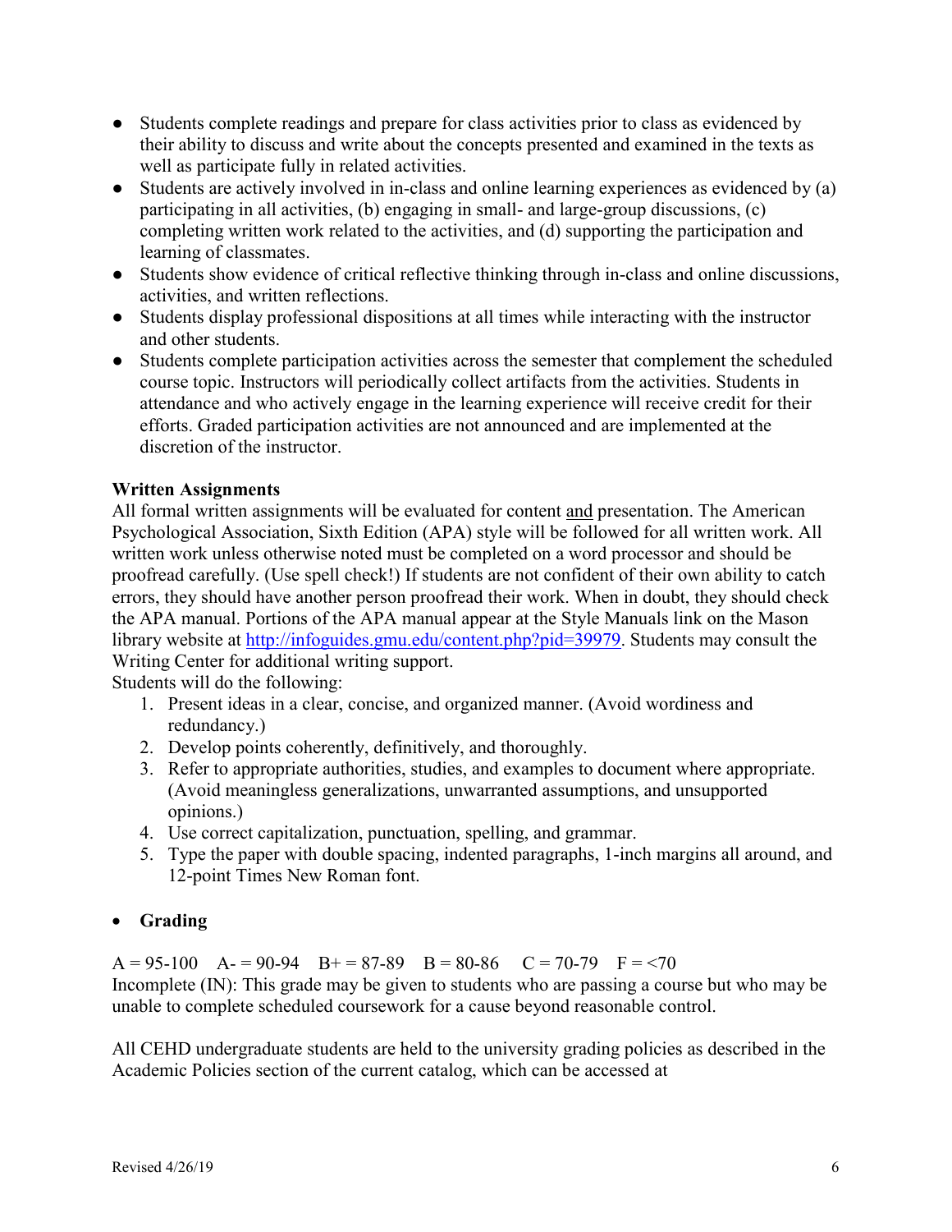- Students complete readings and prepare for class activities prior to class as evidenced by their ability to discuss and write about the concepts presented and examined in the texts as well as participate fully in related activities.
- Students are actively involved in in-class and online learning experiences as evidenced by (a) participating in all activities, (b) engaging in small- and large-group discussions, (c) completing written work related to the activities, and (d) supporting the participation and learning of classmates.
- Students show evidence of critical reflective thinking through in-class and online discussions, activities, and written reflections.
- Students display professional dispositions at all times while interacting with the instructor and other students.
- Students complete participation activities across the semester that complement the scheduled course topic. Instructors will periodically collect artifacts from the activities. Students in attendance and who actively engage in the learning experience will receive credit for their efforts. Graded participation activities are not announced and are implemented at the discretion of the instructor.

**Written Assignments**

All formal written assignments will be evaluated for content and presentation. The American Psychological Association, Sixth Edition (APA) style will be followed for all written work. All written work unless otherwise noted must be completed on a word processor and should be proofread carefully. (Use spell check!) If students are not confident of their own ability to catch errors, they should have another person proofread their work. When in doubt, they should check the APA manual. Portions of the APA manual appear at the Style Manuals link on the Mason library website at http://infoguides.gmu.edu/content.php?pid=39979. Students may consult the Writing Center for additional writing support.

Students will do the following:

1. Present ideas in a clear, concise, and organized manner. (Avoid wordiness and redundancy.)
2. Develop points coherently, definitively, and thoroughly.
3. Refer to appropriate authorities, studies, and examples to document where appropriate. (Avoid meaningless generalizations, unwarranted assumptions, and unsupported opinions.)
4. Use correct capitalization, punctuation, spelling, and grammar.
5. Type the paper with double spacing, indented paragraphs, 1-inch margins all around, and 12-point Times New Roman font.

- **Grading**

A = 95-100 A- = 90-94 B+ = 87-89 B = 80-86 C = 70-79 F = <70

Incomplete (IN): This grade may be given to students who are passing a course but who may be unable to complete scheduled coursework for a cause beyond reasonable control.

All CEHD undergraduate students are held to the university grading policies as described in the Academic Policies section of the current catalog, which can be accessed at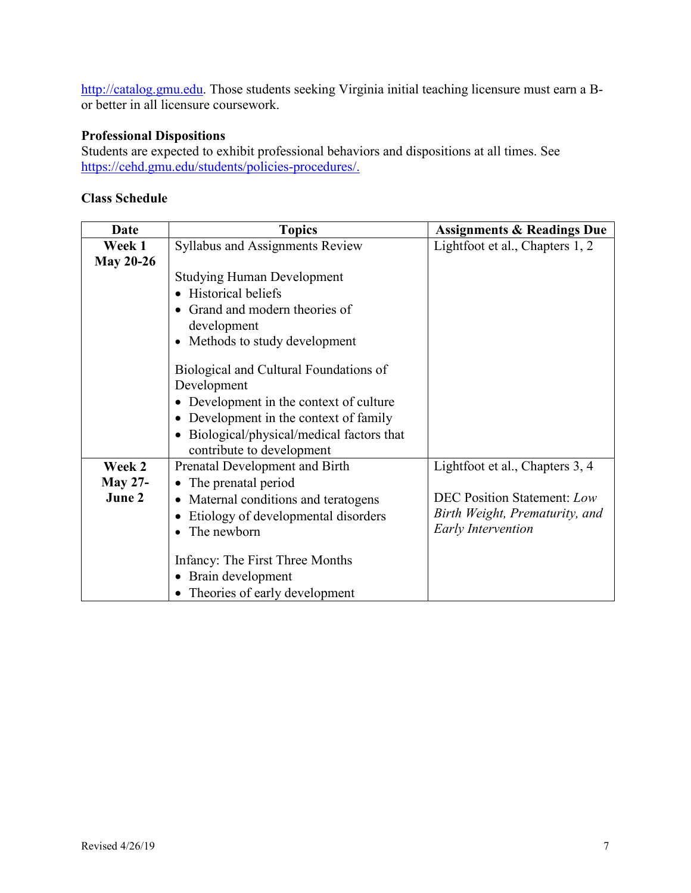http://catalog.gmu.edu. Those students seeking Virginia initial teaching licensure must earn a B- or better in all licensure coursework.

**Professional Dispositions**
Students are expected to exhibit professional behaviors and dispositions at all times. See https://cehd.gmu.edu/students/policies-procedures/.

**Class Schedule**

| Date | Topics | Assignments & Readings Due |
|---|---|---|
| **Week 1 May 20-26** | Syllabus and Assignments Review<br><br>Studying Human Development<br>• Historical beliefs<br>• Grand and modern theories of development<br>• Methods to study development<br><br>Biological and Cultural Foundations of Development<br>• Development in the context of culture<br>• Development in the context of family<br>• Biological/physical/medical factors that contribute to development | Lightfoot et al., Chapters 1, 2 |
| **Week 2 May 27-June 2** | Prenatal Development and Birth<br>• The prenatal period<br>• Maternal conditions and teratogens<br>• Etiology of developmental disorders<br>• The newborn<br><br>Infancy: The First Three Months<br>• Brain development<br>• Theories of early development | Lightfoot et al., Chapters 3, 4<br><br>DEC Position Statement: *Low Birth Weight, Prematurity, and Early Intervention* |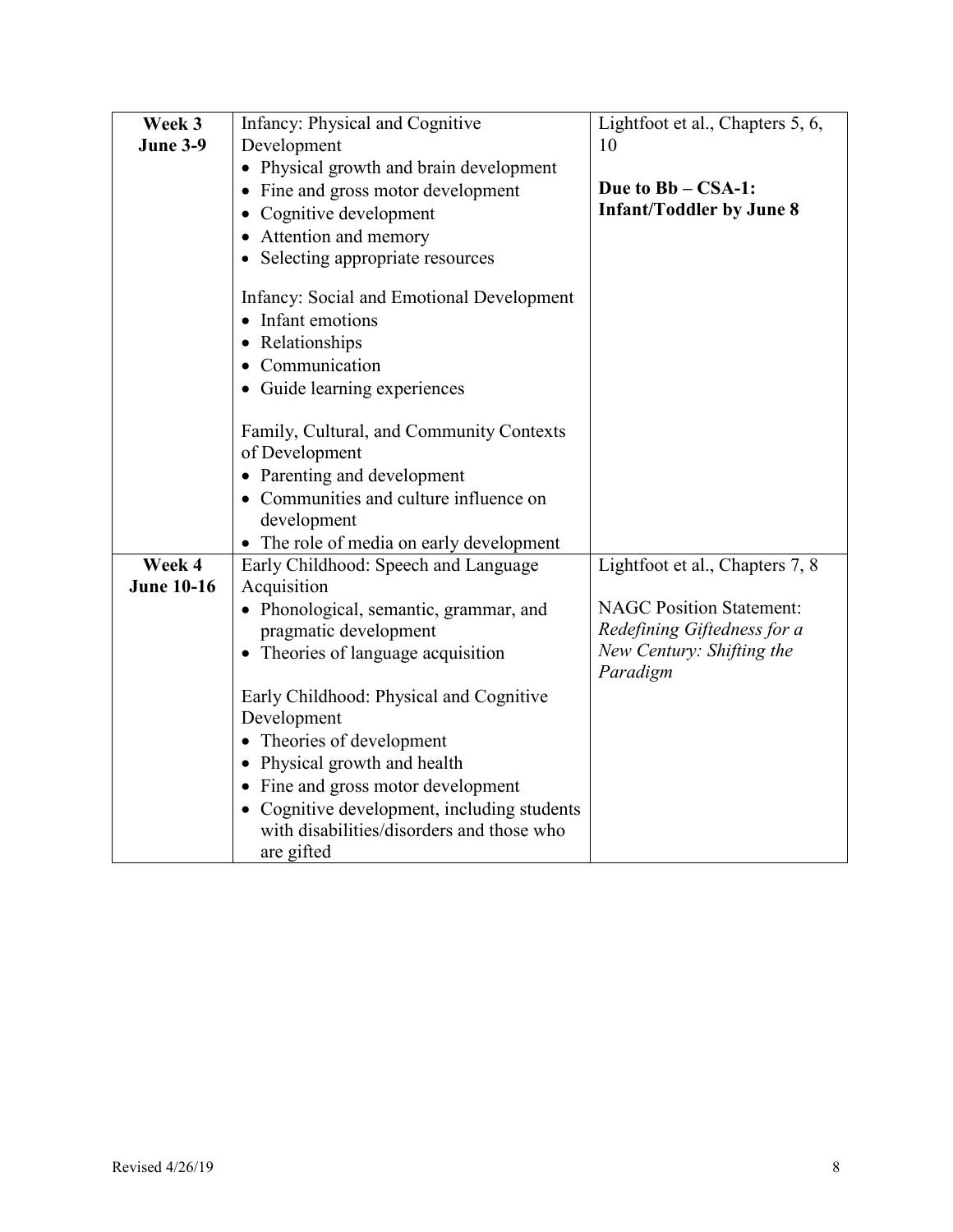| | | |
|---|---|---|
| **Week 3**<br>**June 3-9** | Infancy: Physical and Cognitive Development<br>• Physical growth and brain development<br>• Fine and gross motor development<br>• Cognitive development<br>• Attention and memory<br>• Selecting appropriate resources<br><br>Infancy: Social and Emotional Development<br>• Infant emotions<br>• Relationships<br>• Communication<br>• Guide learning experiences<br><br>Family, Cultural, and Community Contexts of Development<br>• Parenting and development<br>• Communities and culture influence on development<br>• The role of media on early development | Lightfoot et al., Chapters 5, 6, 10<br><br>**Due to Bb – CSA-1: Infant/Toddler by June 8** |
| **Week 4**<br>**June 10-16** | Early Childhood: Speech and Language Acquisition<br>• Phonological, semantic, grammar, and pragmatic development<br>• Theories of language acquisition<br><br>Early Childhood: Physical and Cognitive Development<br>• Theories of development<br>• Physical growth and health<br>• Fine and gross motor development<br>• Cognitive development, including students with disabilities/disorders and those who are gifted | Lightfoot et al., Chapters 7, 8<br><br>NAGC Position Statement: *Redefining Giftedness for a New Century: Shifting the Paradigm* |

Revised 4/26/19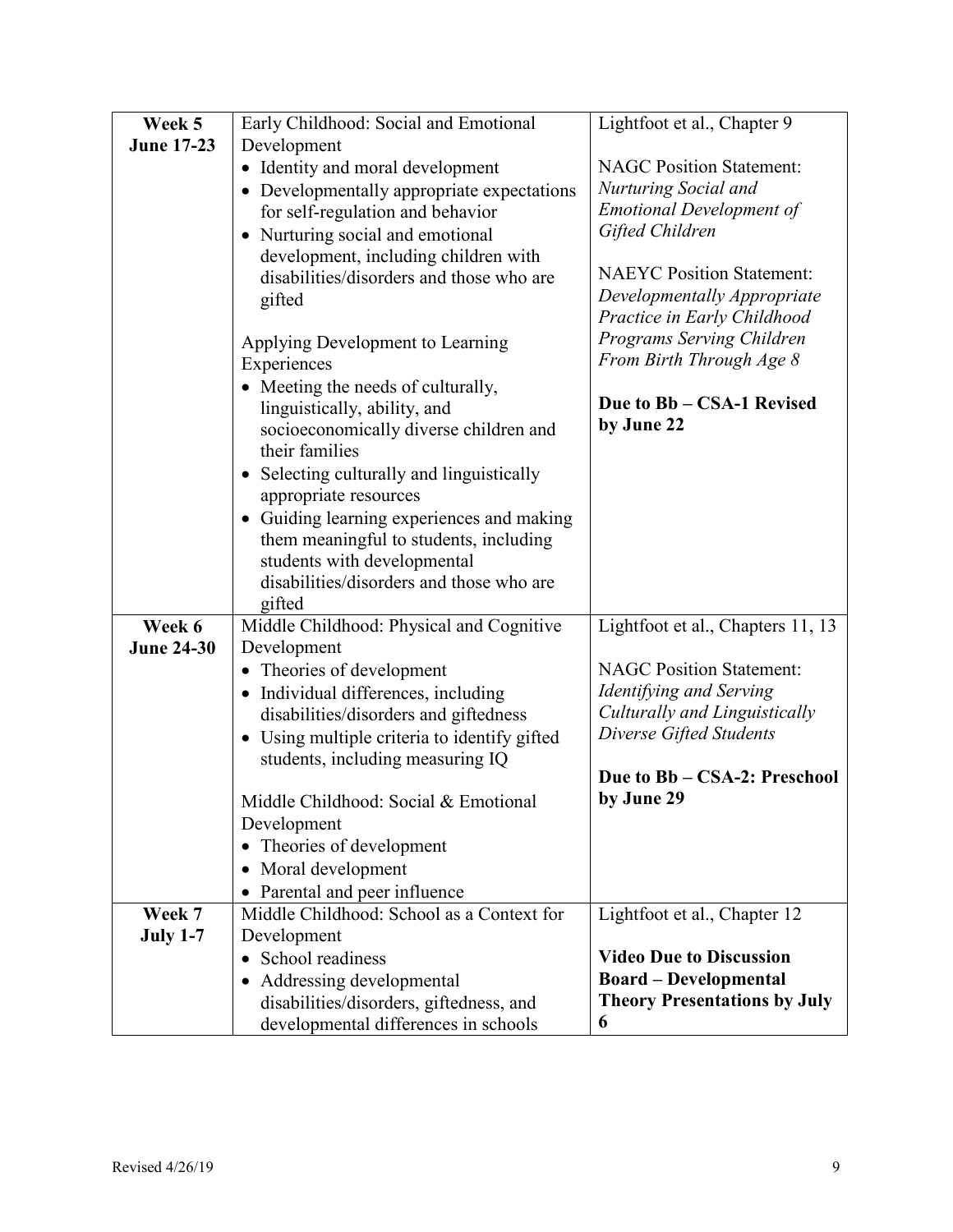| | | |
|---|---|---|
| **Week 5**<br>**June 17-23** | Early Childhood: Social and Emotional Development<br>• Identity and moral development<br>• Developmentally appropriate expectations for self-regulation and behavior<br>• Nurturing social and emotional development, including children with disabilities/disorders and those who are gifted<br><br>Applying Development to Learning Experiences<br>• Meeting the needs of culturally, linguistically, ability, and socioeconomically diverse children and their families<br>• Selecting culturally and linguistically appropriate resources<br>• Guiding learning experiences and making them meaningful to students, including students with developmental disabilities/disorders and those who are gifted | Lightfoot et al., Chapter 9<br><br>NAGC Position Statement: *Nurturing Social and Emotional Development of Gifted Children*<br><br>NAEYC Position Statement: *Developmentally Appropriate Practice in Early Childhood Programs Serving Children From Birth Through Age 8*<br><br>**Due to Bb – CSA-1 Revised by June 22** |
| **Week 6**<br>**June 24-30** | Middle Childhood: Physical and Cognitive Development<br>• Theories of development<br>• Individual differences, including disabilities/disorders and giftedness<br>• Using multiple criteria to identify gifted students, including measuring IQ<br><br>Middle Childhood: Social & Emotional Development<br>• Theories of development<br>• Moral development<br>• Parental and peer influence | Lightfoot et al., Chapters 11, 13<br><br>NAGC Position Statement: *Identifying and Serving Culturally and Linguistically Diverse Gifted Students*<br><br>**Due to Bb – CSA-2: Preschool by June 29** |
| **Week 7**<br>**July 1-7** | Middle Childhood: School as a Context for Development<br>• School readiness<br>• Addressing developmental disabilities/disorders, giftedness, and developmental differences in schools | Lightfoot et al., Chapter 12<br><br>**Video Due to Discussion Board – Developmental Theory Presentations by July 6** |

Revised 4/26/19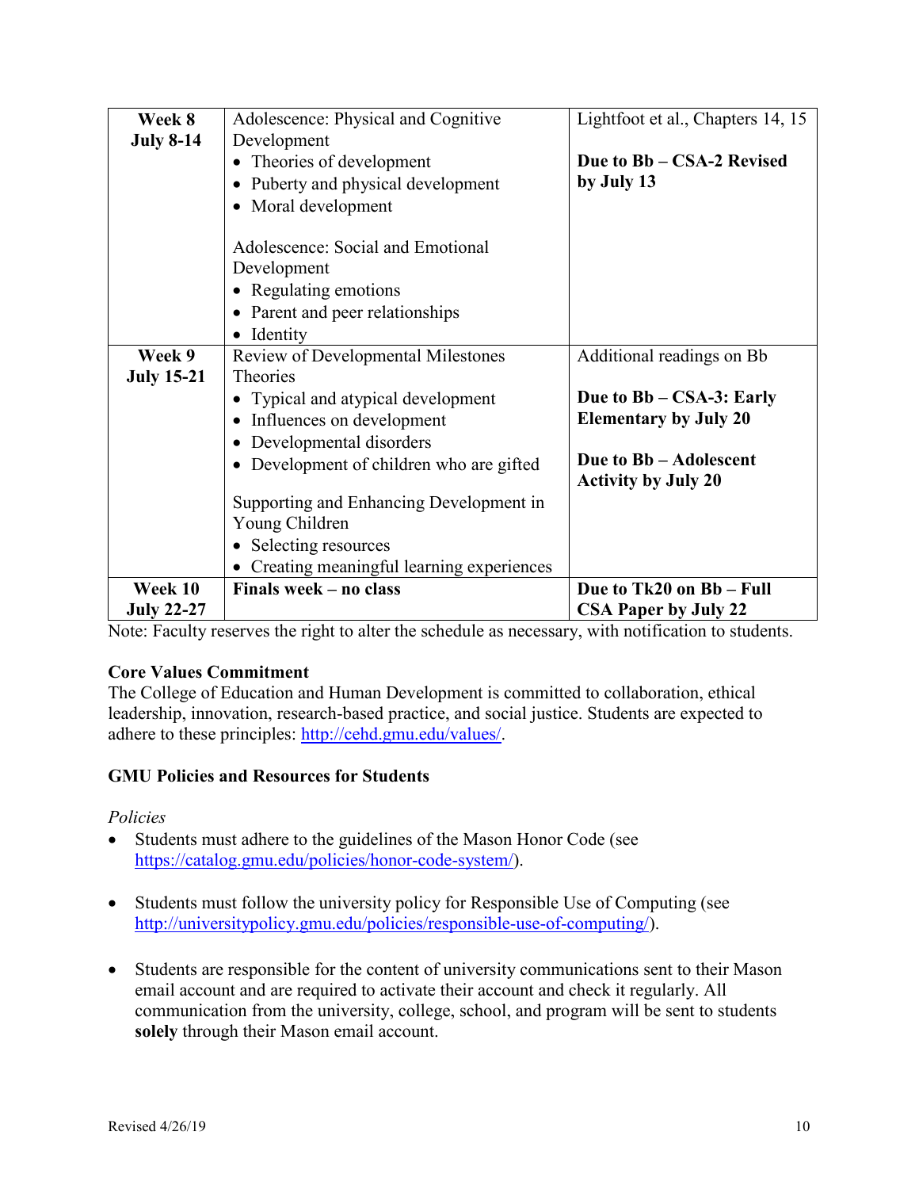| Week 8 July 8-14 | Adolescence: Physical and Cognitive Development<br>• Theories of development<br>• Puberty and physical development<br>• Moral development<br><br>Adolescence: Social and Emotional Development<br>• Regulating emotions<br>• Parent and peer relationships<br>• Identity | Lightfoot et al., Chapters 14, 15<br><br>**Due to Bb – CSA-2 Revised by July 13** |
|---|---|---|
| **Week 9 July 15-21** | Review of Developmental Milestones Theories<br>• Typical and atypical development<br>• Influences on development<br>• Developmental disorders<br>• Development of children who are gifted<br><br>Supporting and Enhancing Development in Young Children<br>• Selecting resources<br>• Creating meaningful learning experiences | Additional readings on Bb<br><br>**Due to Bb – CSA-3: Early Elementary by July 20**<br><br>**Due to Bb – Adolescent Activity by July 20** |
| **Week 10 July 22-27** | **Finals week – no class** | **Due to Tk20 on Bb – Full CSA Paper by July 22** |

Note: Faculty reserves the right to alter the schedule as necessary, with notification to students.

### Core Values Commitment

The College of Education and Human Development is committed to collaboration, ethical leadership, innovation, research-based practice, and social justice. Students are expected to adhere to these principles: http://cehd.gmu.edu/values/.

### GMU Policies and Resources for Students

*Policies*

- Students must adhere to the guidelines of the Mason Honor Code (see https://catalog.gmu.edu/policies/honor-code-system/).
- Students must follow the university policy for Responsible Use of Computing (see http://universitypolicy.gmu.edu/policies/responsible-use-of-computing/).
- Students are responsible for the content of university communications sent to their Mason email account and are required to activate their account and check it regularly. All communication from the university, college, school, and program will be sent to students **solely** through their Mason email account.

Revised 4/26/19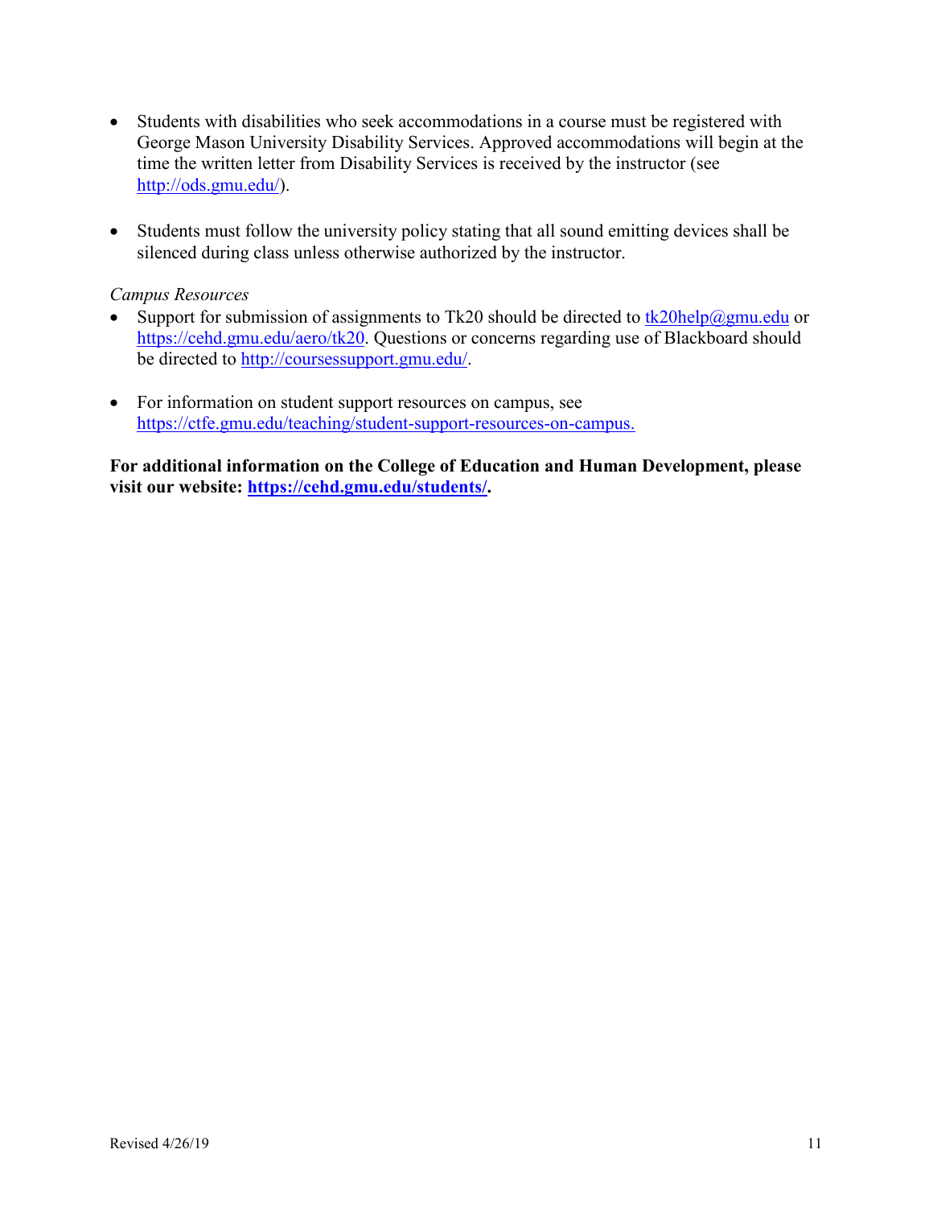- Students with disabilities who seek accommodations in a course must be registered with George Mason University Disability Services. Approved accommodations will begin at the time the written letter from Disability Services is received by the instructor (see http://ods.gmu.edu/).

- Students must follow the university policy stating that all sound emitting devices shall be silenced during class unless otherwise authorized by the instructor.

*Campus Resources*

- Support for submission of assignments to Tk20 should be directed to tk20help@gmu.edu or https://cehd.gmu.edu/aero/tk20. Questions or concerns regarding use of Blackboard should be directed to http://coursessupport.gmu.edu/.

- For information on student support resources on campus, see https://ctfe.gmu.edu/teaching/student-support-resources-on-campus.

**For additional information on the College of Education and Human Development, please visit our website: https://cehd.gmu.edu/students/.**

Revised 4/26/19